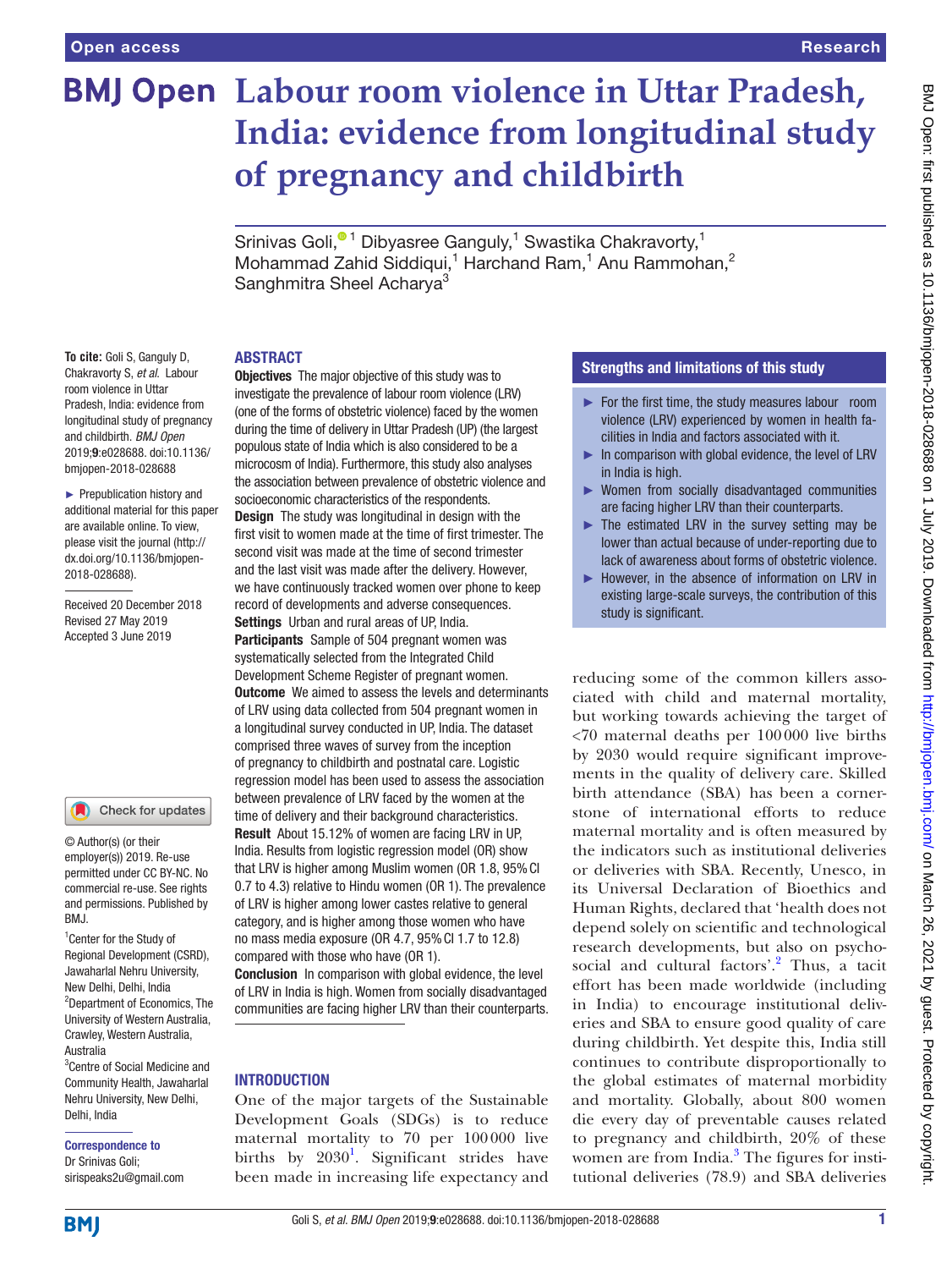# Labour room violence in Uttar Pradesh, India: evidence from longitudinal study of pregnancy and childbirth

Srinivas Goli,[1] Dibyasree Ganguly,[1] Swastika Chakravorty,[1] Mohammad Zahid Siddiqui,[1] Harchand Ram,[1] Anu Rammohan,[2] Sanghmitra Sheel Acharya[3]

**To cite:** Goli S, Ganguly D, Chakravorty S, *et al*. Labour room violence in Uttar Pradesh, India: evidence from longitudinal study of pregnancy and childbirth. *BMJ Open* 2019;**9**:e028688. doi:10.1136/bmjopen-2018-028688

► Prepublication history and additional material for this paper are available online. To view, please visit the journal (http://dx.doi.org/10.1136/bmjopen-2018-028688).

Received 20 December 2018
Revised 27 May 2019
Accepted 3 June 2019

© Author(s) (or their employer(s)) 2019. Re-use permitted under CC BY-NC. No commercial re-use. See rights and permissions. Published by BMJ.

[1]Center for the Study of Regional Development (CSRD), Jawaharlal Nehru University, New Delhi, Delhi, India
[2]Department of Economics, The University of Western Australia, Crawley, Western Australia, Australia
[3]Centre of Social Medicine and Community Health, Jawaharlal Nehru University, New Delhi, Delhi, India

**Correspondence to**
Dr Srinivas Goli;
sirispeaks2u@gmail.com

## ABSTRACT

**Objectives** The major objective of this study was to investigate the prevalence of labour room violence (LRV) (one of the forms of obstetric violence) faced by the women during the time of delivery in Uttar Pradesh (UP) (the largest populous state of India which is also considered to be a microcosm of India). Furthermore, this study also analyses the association between prevalence of obstetric violence and socioeconomic characteristics of the respondents.

**Design** The study was longitudinal in design with the first visit to women made at the time of first trimester. The second visit was made at the time of second trimester and the last visit was made after the delivery. However, we have continuously tracked women over phone to keep record of developments and adverse consequences.

**Settings** Urban and rural areas of UP, India.

**Participants** Sample of 504 pregnant women was systematically selected from the Integrated Child Development Scheme Register of pregnant women.

**Outcome** We aimed to assess the levels and determinants of LRV using data collected from 504 pregnant women in a longitudinal survey conducted in UP, India. The dataset comprised three waves of survey from the inception of pregnancy to childbirth and postnatal care. Logistic regression model has been used to assess the association between prevalence of LRV faced by the women at the time of delivery and their background characteristics.

**Result** About 15.12% of women are facing LRV in UP, India. Results from logistic regression model (OR) show that LRV is higher among Muslim women (OR 1.8, 95% CI 0.7 to 4.3) relative to Hindu women (OR 1). The prevalence of LRV is higher among lower castes relative to general category, and is higher among those women who have no mass media exposure (OR 4.7, 95% CI 1.7 to 12.8) compared with those who have (OR 1).

**Conclusion** In comparison with global evidence, the level of LRV in India is high. Women from socially disadvantaged communities are facing higher LRV than their counterparts.

## Strengths and limitations of this study

- ► For the first time, the study measures labour room violence (LRV) experienced by women in health facilities in India and factors associated with it.
- ► In comparison with global evidence, the level of LRV in India is high.
- ► Women from socially disadvantaged communities are facing higher LRV than their counterparts.
- ► The estimated LRV in the survey setting may be lower than actual because of under-reporting due to lack of awareness about forms of obstetric violence.
- ► However, in the absence of information on LRV in existing large-scale surveys, the contribution of this study is significant.

## INTRODUCTION

One of the major targets of the Sustainable Development Goals (SDGs) is to reduce maternal mortality to 70 per 100 000 live births by 2030[1]. Significant strides have been made in increasing life expectancy and reducing some of the common killers associated with child and maternal mortality, but working towards achieving the target of <70 maternal deaths per 100 000 live births by 2030 would require significant improvements in the quality of delivery care. Skilled birth attendance (SBA) has been a cornerstone of international efforts to reduce maternal mortality and is often measured by the indicators such as institutional deliveries or deliveries with SBA. Recently, Unesco, in its Universal Declaration of Bioethics and Human Rights, declared that 'health does not depend solely on scientific and technological research developments, but also on psychosocial and cultural factors'.[2] Thus, a tacit effort has been made worldwide (including in India) to encourage institutional deliveries and SBA to ensure good quality of care during childbirth. Yet despite this, India still continues to contribute disproportionally to the global estimates of maternal morbidity and mortality. Globally, about 800 women die every day of preventable causes related to pregnancy and childbirth, 20% of these women are from India.[3] The figures for institutional deliveries (78.9) and SBA deliveries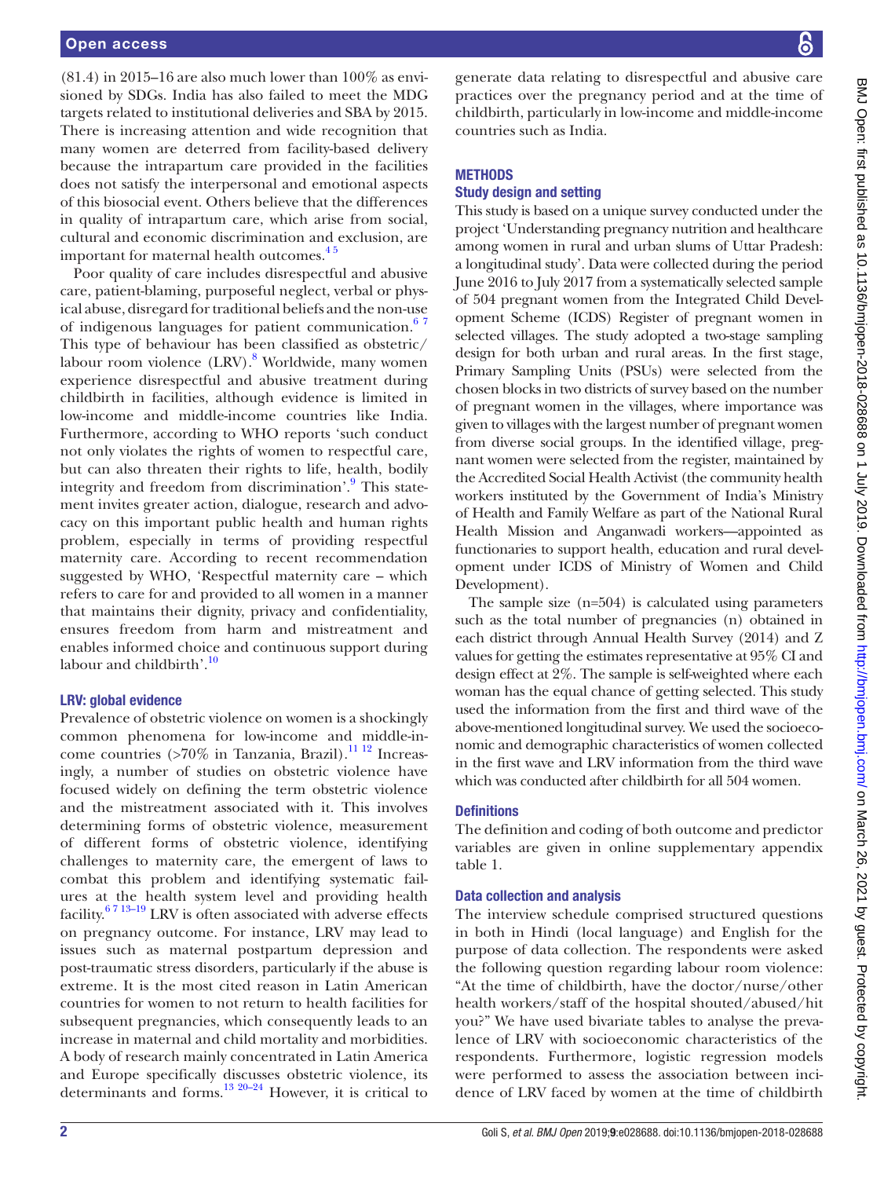(81.4) in 2015–16 are also much lower than 100% as envisioned by SDGs. India has also failed to meet the MDG targets related to institutional deliveries and SBA by 2015. There is increasing attention and wide recognition that many women are deterred from facility-based delivery because the intrapartum care provided in the facilities does not satisfy the interpersonal and emotional aspects of this biosocial event. Others believe that the differences in quality of intrapartum care, which arise from social, cultural and economic discrimination and exclusion, are important for maternal health outcomes.[4 5]

Poor quality of care includes disrespectful and abusive care, patient-blaming, purposeful neglect, verbal or physical abuse, disregard for traditional beliefs and the non-use of indigenous languages for patient communication.[6 7] This type of behaviour has been classified as obstetric/labour room violence (LRV).[8] Worldwide, many women experience disrespectful and abusive treatment during childbirth in facilities, although evidence is limited in low-income and middle-income countries like India. Furthermore, according to WHO reports 'such conduct not only violates the rights of women to respectful care, but can also threaten their rights to life, health, bodily integrity and freedom from discrimination'.[9] This statement invites greater action, dialogue, research and advocacy on this important public health and human rights problem, especially in terms of providing respectful maternity care. According to recent recommendation suggested by WHO, 'Respectful maternity care – which refers to care for and provided to all women in a manner that maintains their dignity, privacy and confidentiality, ensures freedom from harm and mistreatment and enables informed choice and continuous support during labour and childbirth'.[10]

### LRV: global evidence

Prevalence of obstetric violence on women is a shockingly common phenomena for low-income and middle-income countries (>70% in Tanzania, Brazil).[11 12] Increasingly, a number of studies on obstetric violence have focused widely on defining the term obstetric violence and the mistreatment associated with it. This involves determining forms of obstetric violence, measurement of different forms of obstetric violence, identifying challenges to maternity care, the emergent of laws to combat this problem and identifying systematic failures at the health system level and providing health facility.[6 7 13–19] LRV is often associated with adverse effects on pregnancy outcome. For instance, LRV may lead to issues such as maternal postpartum depression and post-traumatic stress disorders, particularly if the abuse is extreme. It is the most cited reason in Latin American countries for women to not return to health facilities for subsequent pregnancies, which consequently leads to an increase in maternal and child mortality and morbidities. A body of research mainly concentrated in Latin America and Europe specifically discusses obstetric violence, its determinants and forms.[13 20–24] However, it is critical to generate data relating to disrespectful and abusive care practices over the pregnancy period and at the time of childbirth, particularly in low-income and middle-income countries such as India.

## METHODS

### Study design and setting

This study is based on a unique survey conducted under the project 'Understanding pregnancy nutrition and healthcare among women in rural and urban slums of Uttar Pradesh: a longitudinal study'. Data were collected during the period June 2016 to July 2017 from a systematically selected sample of 504 pregnant women from the Integrated Child Development Scheme (ICDS) Register of pregnant women in selected villages. The study adopted a two-stage sampling design for both urban and rural areas. In the first stage, Primary Sampling Units (PSUs) were selected from the chosen blocks in two districts of survey based on the number of pregnant women in the villages, where importance was given to villages with the largest number of pregnant women from diverse social groups. In the identified village, pregnant women were selected from the register, maintained by the Accredited Social Health Activist (the community health workers instituted by the Government of India's Ministry of Health and Family Welfare as part of the National Rural Health Mission and Anganwadi workers—appointed as functionaries to support health, education and rural development under ICDS of Ministry of Women and Child Development).

The sample size (n=504) is calculated using parameters such as the total number of pregnancies (n) obtained in each district through Annual Health Survey (2014) and Z values for getting the estimates representative at 95% CI and design effect at 2%. The sample is self-weighted where each woman has the equal chance of getting selected. This study used the information from the first and third wave of the above-mentioned longitudinal survey. We used the socioeconomic and demographic characteristics of women collected in the first wave and LRV information from the third wave which was conducted after childbirth for all 504 women.

### Definitions

The definition and coding of both outcome and predictor variables are given in online supplementary appendix table 1.

### Data collection and analysis

The interview schedule comprised structured questions in both in Hindi (local language) and English for the purpose of data collection. The respondents were asked the following question regarding labour room violence: "At the time of childbirth, have the doctor/nurse/other health workers/staff of the hospital shouted/abused/hit you?" We have used bivariate tables to analyse the prevalence of LRV with socioeconomic characteristics of the respondents. Furthermore, logistic regression models were performed to assess the association between incidence of LRV faced by women at the time of childbirth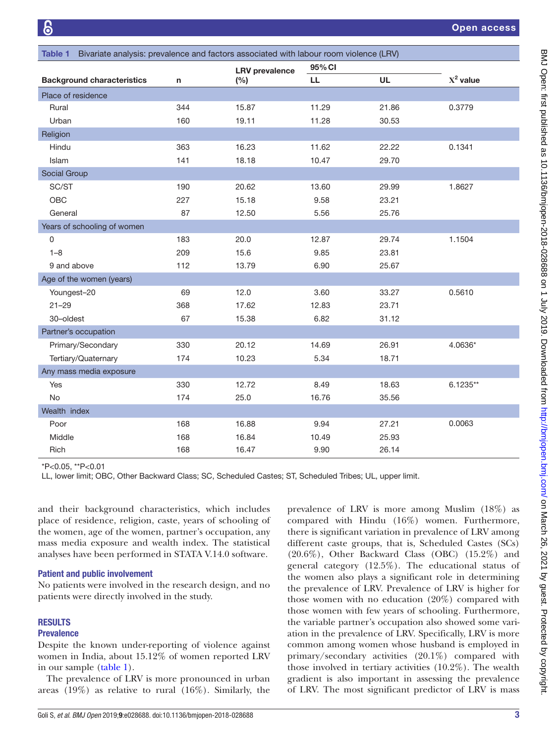**Table 1** Bivariate analysis: prevalence and factors associated with labour room violence (LRV)

| Background characteristics | n | LRV prevalence (%) | 95% CI LL | 95% CI UL | $X^2$ value |
|---|---|---|---|---|---|
| **Place of residence** | | | | | |
| Rural | 344 | 15.87 | 11.29 | 21.86 | 0.3779 |
| Urban | 160 | 19.11 | 11.28 | 30.53 | |
| **Religion** | | | | | |
| Hindu | 363 | 16.23 | 11.62 | 22.22 | 0.1341 |
| Islam | 141 | 18.18 | 10.47 | 29.70 | |
| **Social Group** | | | | | |
| SC/ST | 190 | 20.62 | 13.60 | 29.99 | 1.8627 |
| OBC | 227 | 15.18 | 9.58 | 23.21 | |
| General | 87 | 12.50 | 5.56 | 25.76 | |
| **Years of schooling of women** | | | | | |
| 0 | 183 | 20.0 | 12.87 | 29.74 | 1.1504 |
| 1–8 | 209 | 15.6 | 9.85 | 23.81 | |
| 9 and above | 112 | 13.79 | 6.90 | 25.67 | |
| **Age of the women (years)** | | | | | |
| Youngest–20 | 69 | 12.0 | 3.60 | 33.27 | 0.5610 |
| 21–29 | 368 | 17.62 | 12.83 | 23.71 | |
| 30–oldest | 67 | 15.38 | 6.82 | 31.12 | |
| **Partner's occupation** | | | | | |
| Primary/Secondary | 330 | 20.12 | 14.69 | 26.91 | 4.0636* |
| Tertiary/Quaternary | 174 | 10.23 | 5.34 | 18.71 | |
| **Any mass media exposure** | | | | | |
| Yes | 330 | 12.72 | 8.49 | 18.63 | 6.1235** |
| No | 174 | 25.0 | 16.76 | 35.56 | |
| **Wealth index** | | | | | |
| Poor | 168 | 16.88 | 9.94 | 27.21 | 0.0063 |
| Middle | 168 | 16.84 | 10.49 | 25.93 | |
| Rich | 168 | 16.47 | 9.90 | 26.14 | |

*P<0.05, **P<0.01

LL, lower limit; OBC, Other Backward Class; SC, Scheduled Castes; ST, Scheduled Tribes; UL, upper limit.

and their background characteristics, which includes place of residence, religion, caste, years of schooling of the women, age of the women, partner's occupation, any mass media exposure and wealth index. The statistical analyses have been performed in STATA V.14.0 software.

### Patient and public involvement

No patients were involved in the research design, and no patients were directly involved in the study.

## RESULTS

### Prevalence

Despite the known under-reporting of violence against women in India, about 15.12% of women reported LRV in our sample (table 1).

The prevalence of LRV is more pronounced in urban areas (19%) as relative to rural (16%). Similarly, the prevalence of LRV is more among Muslim (18%) as compared with Hindu (16%) women. Furthermore, there is significant variation in prevalence of LRV among different caste groups, that is, Scheduled Castes (SCs) (20.6%), Other Backward Class (OBC) (15.2%) and general category (12.5%). The educational status of the women also plays a significant role in determining the prevalence of LRV. Prevalence of LRV is higher for those women with no education (20%) compared with those women with few years of schooling. Furthermore, the variable partner's occupation also showed some variation in the prevalence of LRV. Specifically, LRV is more common among women whose husband is employed in primary/secondary activities (20.1%) compared with those involved in tertiary activities (10.2%). The wealth gradient is also important in assessing the prevalence of LRV. The most significant predictor of LRV is mass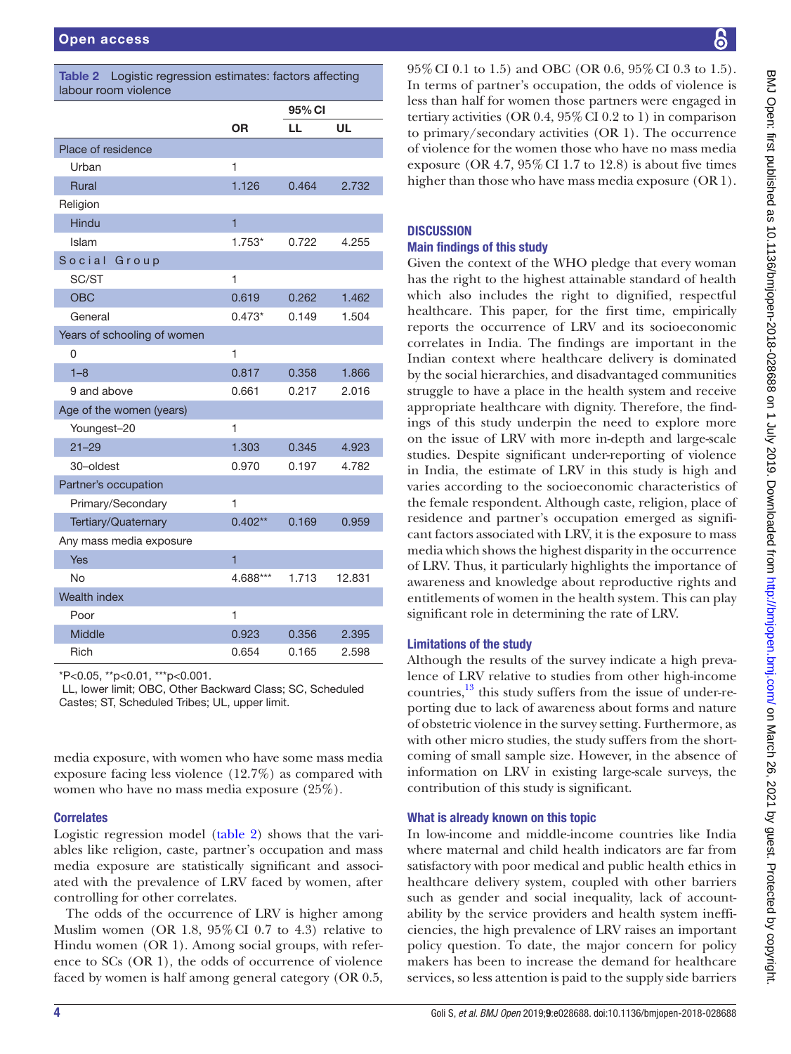**Table 2** Logistic regression estimates: factors affecting labour room violence

| | OR | 95% CI | |
|---|---|---|---|
| | | LL | UL |
| Place of residence | | | |
| Urban | 1 | | |
| Rural | 1.126 | 0.464 | 2.732 |
| Religion | | | |
| Hindu | 1 | | |
| Islam | 1.753* | 0.722 | 4.255 |
| Social Group | | | |
| SC/ST | 1 | | |
| OBC | 0.619 | 0.262 | 1.462 |
| General | 0.473* | 0.149 | 1.504 |
| Years of schooling of women | | | |
| 0 | 1 | | |
| 1–8 | 0.817 | 0.358 | 1.866 |
| 9 and above | 0.661 | 0.217 | 2.016 |
| Age of the women (years) | | | |
| Youngest–20 | 1 | | |
| 21–29 | 1.303 | 0.345 | 4.923 |
| 30–oldest | 0.970 | 0.197 | 4.782 |
| Partner's occupation | | | |
| Primary/Secondary | 1 | | |
| Tertiary/Quaternary | 0.402** | 0.169 | 0.959 |
| Any mass media exposure | | | |
| Yes | 1 | | |
| No | 4.688*** | 1.713 | 12.831 |
| Wealth index | | | |
| Poor | 1 | | |
| Middle | 0.923 | 0.356 | 2.395 |
| Rich | 0.654 | 0.165 | 2.598 |

*P<0.05, **p<0.01, ***p<0.001.

LL, lower limit; OBC, Other Backward Class; SC, Scheduled Castes; ST, Scheduled Tribes; UL, upper limit.

media exposure, with women who have some mass media exposure facing less violence (12.7%) as compared with women who have no mass media exposure (25%).

### Correlates

Logistic regression model (table 2) shows that the variables like religion, caste, partner's occupation and mass media exposure are statistically significant and associated with the prevalence of LRV faced by women, after controlling for other correlates.

The odds of the occurrence of LRV is higher among Muslim women (OR 1.8, 95% CI 0.7 to 4.3) relative to Hindu women (OR 1). Among social groups, with reference to SCs (OR 1), the odds of occurrence of violence faced by women is half among general category (OR 0.5, 95% CI 0.1 to 1.5) and OBC (OR 0.6, 95% CI 0.3 to 1.5). In terms of partner's occupation, the odds of violence is less than half for women those partners were engaged in tertiary activities (OR 0.4, 95% CI 0.2 to 1) in comparison to primary/secondary activities (OR 1). The occurrence of violence for the women those who have no mass media exposure (OR 4.7, 95% CI 1.7 to 12.8) is about five times higher than those who have mass media exposure (OR 1).

## Discussion

### Main findings of this study

Given the context of the WHO pledge that every woman has the right to the highest attainable standard of health which also includes the right to dignified, respectful healthcare. This paper, for the first time, empirically reports the occurrence of LRV and its socioeconomic correlates in India. The findings are important in the Indian context where healthcare delivery is dominated by the social hierarchies, and disadvantaged communities struggle to have a place in the health system and receive appropriate healthcare with dignity. Therefore, the findings of this study underpin the need to explore more on the issue of LRV with more in-depth and large-scale studies. Despite significant under-reporting of violence in India, the estimate of LRV in this study is high and varies according to the socioeconomic characteristics of the female respondent. Although caste, religion, place of residence and partner's occupation emerged as significant factors associated with LRV, it is the exposure to mass media which shows the highest disparity in the occurrence of LRV. Thus, it particularly highlights the importance of awareness and knowledge about reproductive rights and entitlements of women in the health system. This can play significant role in determining the rate of LRV.

### Limitations of the study

Although the results of the survey indicate a high prevalence of LRV relative to studies from other high-income countries,[13] this study suffers from the issue of under-reporting due to lack of awareness about forms and nature of obstetric violence in the survey setting. Furthermore, as with other micro studies, the study suffers from the shortcoming of small sample size. However, in the absence of information on LRV in existing large-scale surveys, the contribution of this study is significant.

### What is already known on this topic

In low-income and middle-income countries like India where maternal and child health indicators are far from satisfactory with poor medical and public health ethics in healthcare delivery system, coupled with other barriers such as gender and social inequality, lack of accountability by the service providers and health system inefficiencies, the high prevalence of LRV raises an important policy question. To date, the major concern for policy makers has been to increase the demand for healthcare services, so less attention is paid to the supply side barriers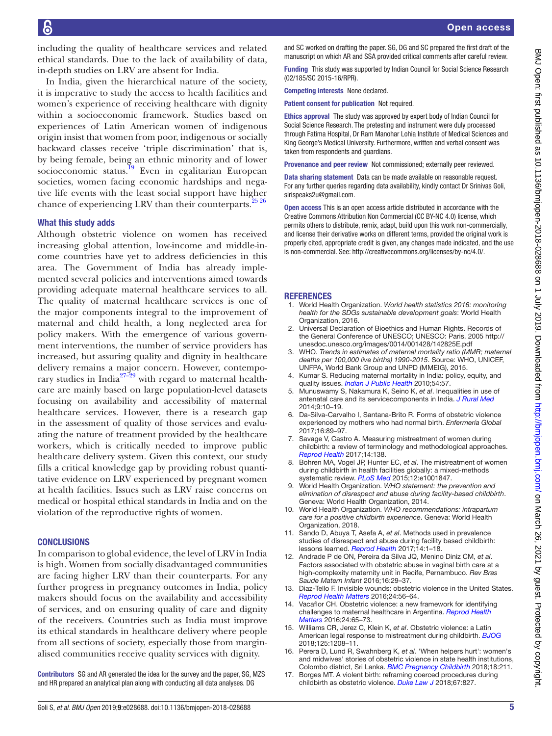including the quality of healthcare services and related ethical standards. Due to the lack of availability of data, in-depth studies on LRV are absent for India.

In India, given the hierarchical nature of the society, it is imperative to study the access to health facilities and women's experience of receiving healthcare with dignity within a socioeconomic framework. Studies based on experiences of Latin American women of indigenous origin insist that women from poor, indigenous or socially backward classes receive 'triple discrimination' that is, by being female, being an ethnic minority and of lower socioeconomic status.[19] Even in egalitarian European societies, women facing economic hardships and negative life events with the least social support have higher chance of experiencing LRV than their counterparts.[25 26]

## What this study adds

Although obstetric violence on women has received increasing global attention, low-income and middle-income countries have yet to address deficiencies in this area. The Government of India has already implemented several policies and interventions aimed towards providing adequate maternal healthcare services to all. The quality of maternal healthcare services is one of the major components integral to the improvement of maternal and child health, a long neglected area for policy makers. With the emergence of various government interventions, the number of service providers has increased, but assuring quality and dignity in healthcare delivery remains a major concern. However, contemporary studies in India[27–29] with regard to maternal healthcare are mainly based on large population-level datasets focusing on availability and accessibility of maternal healthcare services. However, there is a research gap in the assessment of quality of those services and evaluating the nature of treatment provided by the healthcare workers, which is critically needed to improve public healthcare delivery system. Given this context, our study fills a critical knowledge gap by providing robust quantitative evidence on LRV experienced by pregnant women at health facilities. Issues such as LRV raise concerns on medical or hospital ethical standards in India and on the violation of the reproductive rights of women.

## CONCLUSIONS

In comparison to global evidence, the level of LRV in India is high. Women from socially disadvantaged communities are facing higher LRV than their counterparts. For any further progress in pregnancy outcomes in India, policy makers should focus on the availability and accessibility of services, and on ensuring quality of care and dignity of the receivers. Countries such as India must improve its ethical standards in healthcare delivery where people from all sections of society, especially those from marginalised communities receive quality services with dignity.

**Contributors** SG and AR generated the idea for the survey and the paper, SG, MZS and HR prepared an analytical plan along with conducting all data analyses. DG and SC worked on drafting the paper. SG, DG and SC prepared the first draft of the manuscript on which AR and SSA provided critical comments after careful review.

**Funding** This study was supported by Indian Council for Social Science Research (02/185/SC 2015-16/RPR).

**Competing interests** None declared.

**Patient consent for publication** Not required.

**Ethics approval** The study was approved by expert body of Indian Council for Social Science Research. The pretesting and instrument were duly processed through Fatima Hospital, Dr Ram Manohar Lohia Institute of Medical Sciences and King George's Medical University. Furthermore, written and verbal consent was taken from respondents and guardians.

**Provenance and peer review** Not commissioned; externally peer reviewed.

**Data sharing statement** Data can be made available on reasonable request. For any further queries regarding data availability, kindly contact Dr Srinivas Goli, sirispeaks2u@gmail.com.

**Open access** This is an open access article distributed in accordance with the Creative Commons Attribution Non Commercial (CC BY-NC 4.0) license, which permits others to distribute, remix, adapt, build upon this work non-commercially, and license their derivative works on different terms, provided the original work is properly cited, appropriate credit is given, any changes made indicated, and the use is non-commercial. See: http://creativecommons.org/licenses/by-nc/4.0/.

## REFERENCES

1. World Health Organization. *World health statistics 2016: monitoring health for the SDGs sustainable development goals*: World Health Organization, 2016.
2. Universal Declaration of Bioethics and Human Rights. Records of the General Conference of UNESCO; UNESCO: Paris. 2005 http://unesdoc.unesco.org/images/0014/001428/142825E.pdf
3. WHO. *Trends in estimates of maternal mortality ratio (MMR; maternal deaths per 100,000 live births) 1990-2015*. Source: WHO, UNICEF, UNFPA, World Bank Group and UNPD (MMEIG), 2015.
4. Kumar S. Reducing maternal mortality in India: policy, equity, and quality issues. *Indian J Public Health* 2010;54:57.
5. Munuswamy S, Nakamura K, Seino K, *et al*. Inequalities in use of antenatal care and its servicecomponents in India. *J Rural Med* 2014;9:10–19.
6. Da-Silva-Carvalho I, Santana-Brito R. Forms of obstetric violence experienced by mothers who had normal birth. *Enfermería Global* 2017;16:89–97.
7. Savage V, Castro A. Measuring mistreatment of women during childbirth: a review of terminology and methodological approaches. *Reprod Health* 2017;14:138.
8. Bohren MA, Vogel JP, Hunter EC, *et al*. The mistreatment of women during childbirth in health facilities globally: a mixed-methods systematic review. *PLoS Med* 2015;12:e1001847.
9. World Health Organization. *WHO statement: the prevention and elimination of disrespect and abuse during facility-based childbirth*. Geneva: World Health Organization, 2014.
10. World Health Organization. *WHO recommendations: intrapartum care for a positive childbirth experience*. Geneva: World Health Organization, 2018.
11. Sando D, Abuya T, Asefa A, *et al*. Methods used in prevalence studies of disrespect and abuse during facility based childbirth: lessons learned. *Reprod Health* 2017;14:1–18.
12. Andrade P de ON, Pereira da Silva JQ, Menino Diniz CM, *et al*. Factors associated with obstetric abuse in vaginal birth care at a high-complexity maternity unit in Recife, Pernambuco. *Rev Bras Saude Matern Infant* 2016;16:29–37.
13. Diaz-Tello F. Invisible wounds: obstetric violence in the United States. *Reprod Health Matters* 2016;24:56–64.
14. Vacaflor CH. Obstetric violence: a new framework for identifying challenges to maternal healthcare in Argentina. *Reprod Health Matters* 2016;24:65–73.
15. Williams CR, Jerez C, Klein K, *et al*. Obstetric violence: a Latin American legal response to mistreatment during childbirth. *BJOG* 2018;125:1208–11.
16. Perera D, Lund R, Swahnberg K, *et al*. 'When helpers hurt': women's and midwives' stories of obstetric violence in state health institutions, Colombo district, Sri Lanka. *BMC Pregnancy Childbirth* 2018;18:211.
17. Borges MT. A violent birth: reframing coerced procedures during childbirth as obstetric violence. *Duke Law J* 2018;67:827.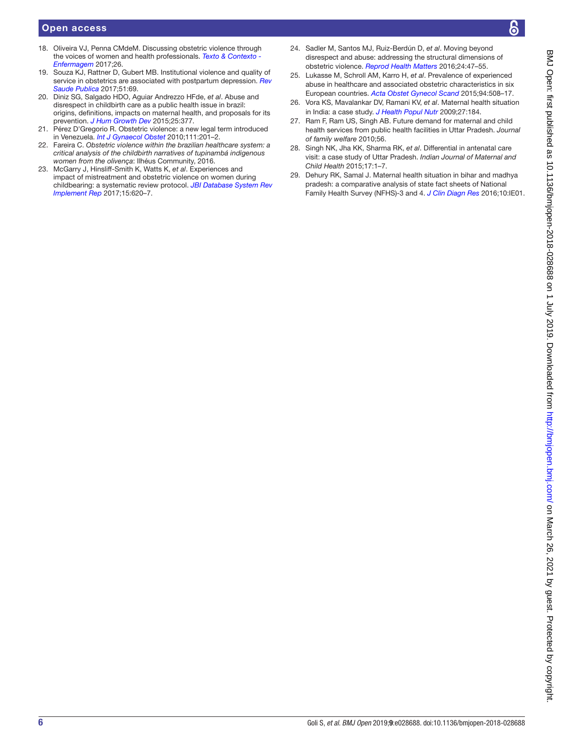18. Oliveira VJ, Penna CMdeM. Discussing obstetric violence through the voices of women and health professionals. *Texto & Contexto - Enfermagem* 2017;26.
19. Souza KJ, Rattner D, Gubert MB. Institutional violence and quality of service in obstetrics are associated with postpartum depression. *Rev Saude Publica* 2017;51:69.
20. Diniz SG, Salgado HDO, Aguiar Andrezzo HFde, *et al*. Abuse and disrespect in childbirth care as a public health issue in brazil: origins, definitions, impacts on maternal health, and proposals for its prevention. *J Hum Growth Dev* 2015;25:377.
21. Pérez D'Gregorio R. Obstetric violence: a new legal term introduced in Venezuela. *Int J Gynaecol Obstet* 2010;111:201–2.
22. Fareira C. *Obstetric violence within the brazilian healthcare system: a critical analysis of the childbirth narratives of tupinambá indigenous women from the olivença*: Ilhéus Community, 2016.
23. McGarry J, Hinsliff-Smith K, Watts K, *et al*. Experiences and impact of mistreatment and obstetric violence on women during childbearing: a systematic review protocol. *JBI Database System Rev Implement Rep* 2017;15:620–7.
24. Sadler M, Santos MJ, Ruiz-Berdún D, *et al*. Moving beyond disrespect and abuse: addressing the structural dimensions of obstetric violence. *Reprod Health Matters* 2016;24:47–55.
25. Lukasse M, Schroll AM, Karro H, *et al*. Prevalence of experienced abuse in healthcare and associated obstetric characteristics in six European countries. *Acta Obstet Gynecol Scand* 2015;94:508–17.
26. Vora KS, Mavalankar DV, Ramani KV, *et al*. Maternal health situation in India: a case study. *J Health Popul Nutr* 2009;27:184.
27. Ram F, Ram US, Singh AB. Future demand for maternal and child health services from public health facilities in Uttar Pradesh. *Journal of family welfare* 2010;56.
28. Singh NK, Jha KK, Sharma RK, *et al*. Differential in antenatal care visit: a case study of Uttar Pradesh. *Indian Journal of Maternal and Child Health* 2015;17:1–7.
29. Dehury RK, Samal J. Maternal health situation in bihar and madhya pradesh: a comparative analysis of state fact sheets of National Family Health Survey (NFHS)-3 and 4. *J Clin Diagn Res* 2016;10:IE01.